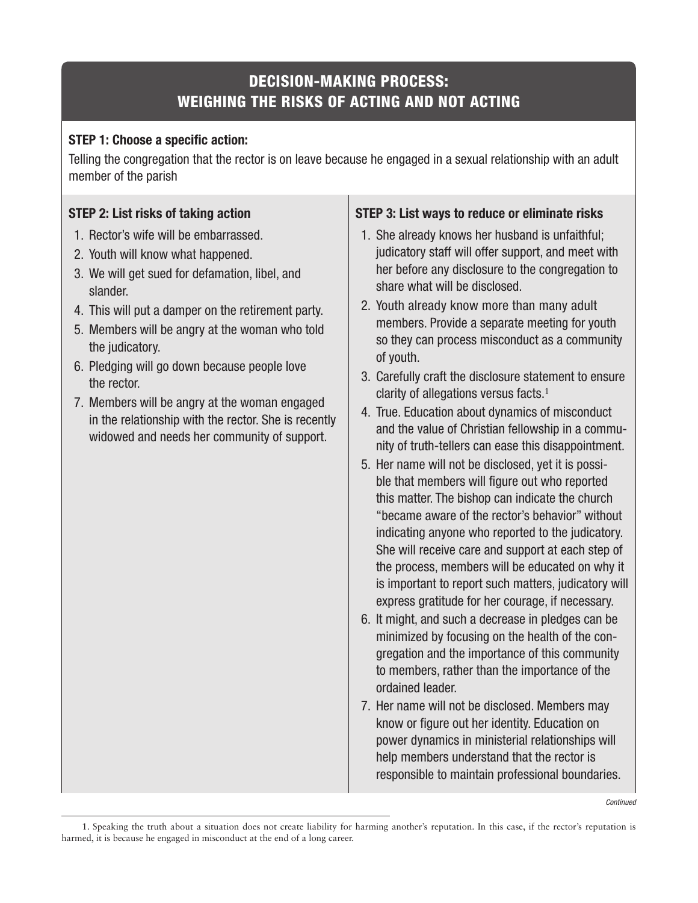## DECISION-MAKING PROCESS: WEIGHING THE RISKS OF ACTING AND NOT ACTING

**STEP 1: Choose a specific action:**

Telling the congregation that the rector is on leave because he engaged in a sexual relationship with an adult member of the parish

**STEP 2: List risks of taking action**

1. Rector's wife will be embarrassed.
2. Youth will know what happened.
3. We will get sued for defamation, libel, and slander.
4. This will put a damper on the retirement party.
5. Members will be angry at the woman who told the judicatory.
6. Pledging will go down because people love the rector.
7. Members will be angry at the woman engaged in the relationship with the rector. She is recently widowed and needs her community of support.

**STEP 3: List ways to reduce or eliminate risks**

1. She already knows her husband is unfaithful; judicatory staff will offer support, and meet with her before any disclosure to the congregation to share what will be disclosed.
2. Youth already know more than many adult members. Provide a separate meeting for youth so they can process misconduct as a community of youth.
3. Carefully craft the disclosure statement to ensure clarity of allegations versus facts.[1]
4. True. Education about dynamics of misconduct and the value of Christian fellowship in a community of truth-tellers can ease this disappointment.
5. Her name will not be disclosed, yet it is possible that members will figure out who reported this matter. The bishop can indicate the church "became aware of the rector's behavior" without indicating anyone who reported to the judicatory. She will receive care and support at each step of the process, members will be educated on why it is important to report such matters, judicatory will express gratitude for her courage, if necessary.
6. It might, and such a decrease in pledges can be minimized by focusing on the health of the congregation and the importance of this community to members, rather than the importance of the ordained leader.
7. Her name will not be disclosed. Members may know or figure out her identity. Education on power dynamics in ministerial relationships will help members understand that the rector is responsible to maintain professional boundaries.

*Continued*

1. Speaking the truth about a situation does not create liability for harming another's reputation. In this case, if the rector's reputation is harmed, it is because he engaged in misconduct at the end of a long career.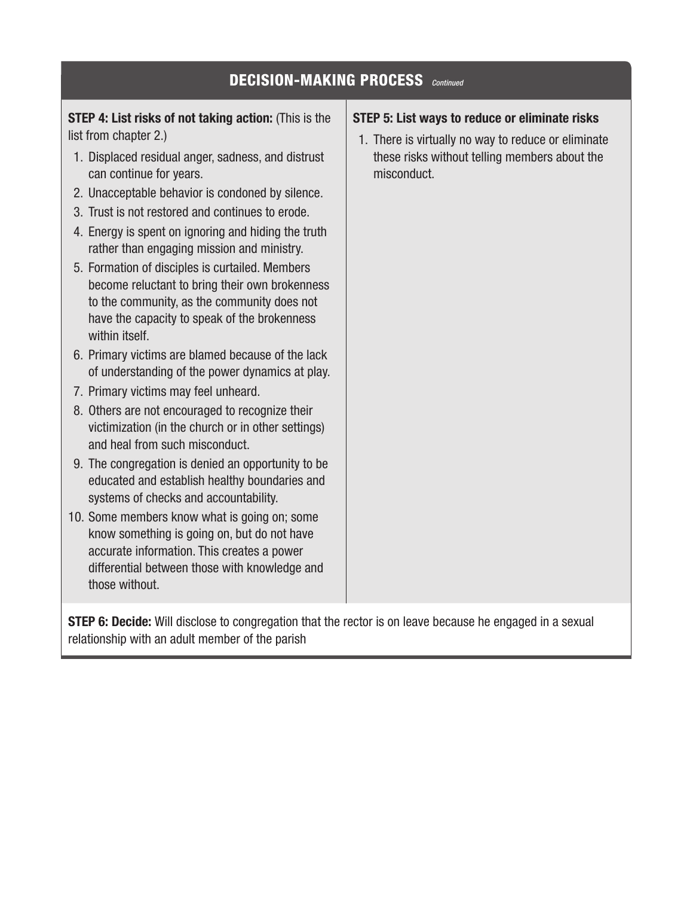## DECISION-MAKING PROCESS *Continued*

**STEP 4: List risks of not taking action:** (This is the list from chapter 2.)

1. Displaced residual anger, sadness, and distrust can continue for years.
2. Unacceptable behavior is condoned by silence.
3. Trust is not restored and continues to erode.
4. Energy is spent on ignoring and hiding the truth rather than engaging mission and ministry.
5. Formation of disciples is curtailed. Members become reluctant to bring their own brokenness to the community, as the community does not have the capacity to speak of the brokenness within itself.
6. Primary victims are blamed because of the lack of understanding of the power dynamics at play.
7. Primary victims may feel unheard.
8. Others are not encouraged to recognize their victimization (in the church or in other settings) and heal from such misconduct.
9. The congregation is denied an opportunity to be educated and establish healthy boundaries and systems of checks and accountability.
10. Some members know what is going on; some know something is going on, but do not have accurate information. This creates a power differential between those with knowledge and those without.

**STEP 5: List ways to reduce or eliminate risks**

1. There is virtually no way to reduce or eliminate these risks without telling members about the misconduct.

**STEP 6: Decide:** Will disclose to congregation that the rector is on leave because he engaged in a sexual relationship with an adult member of the parish